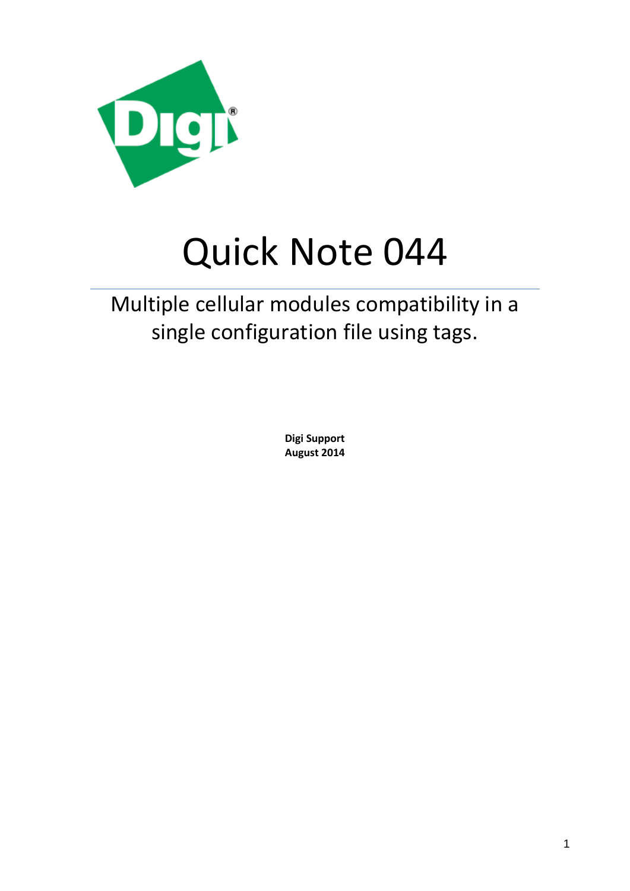# Quick Note 044

## Multiple cellular modules compatibility in a single configuration file using tags.

**Digi Support**
**August 2014**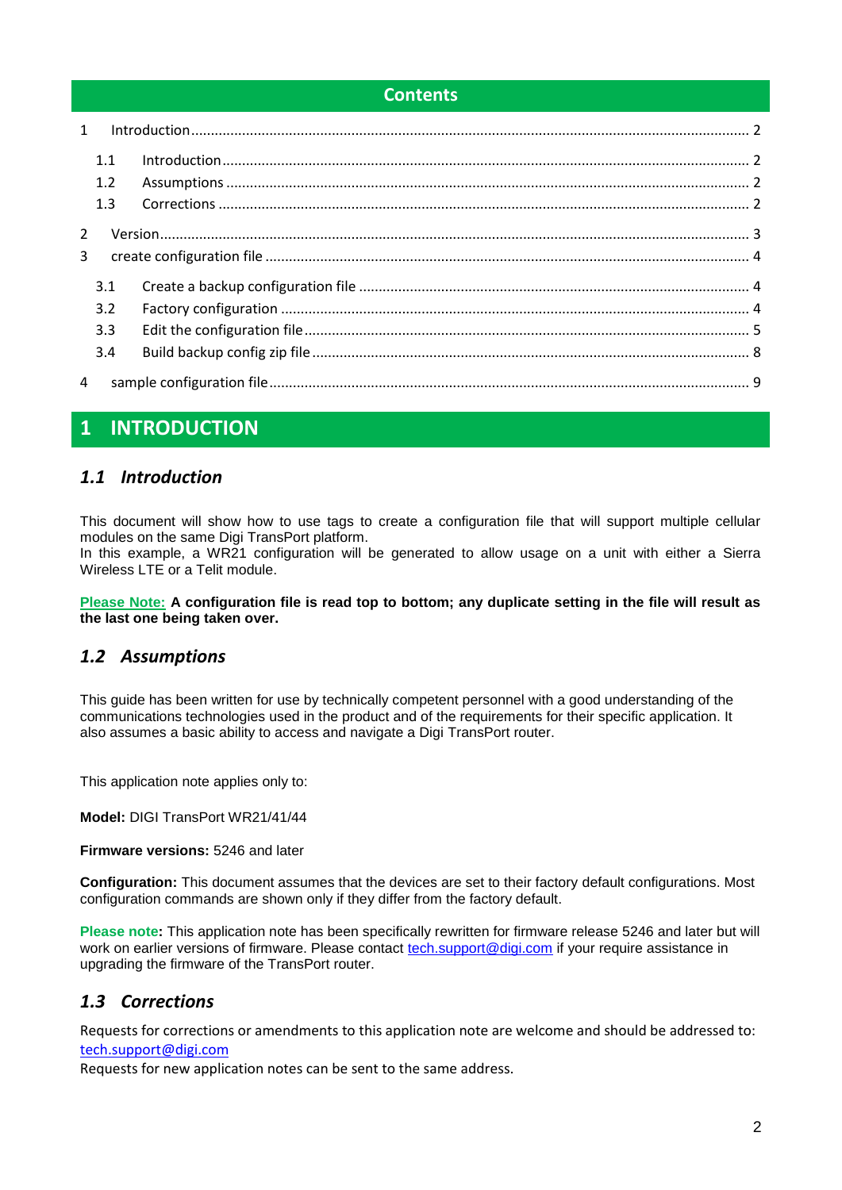## Contents

1 Introduction ........ 2
- 1.1 Introduction ........ 2
- 1.2 Assumptions ........ 2
- 1.3 Corrections ........ 2

2 Version ........ 3

3 create configuration file ........ 4
- 3.1 Create a backup configuration file ........ 4
- 3.2 Factory configuration ........ 4
- 3.3 Edit the configuration file ........ 5
- 3.4 Build backup config zip file ........ 8

4 sample configuration file ........ 9

# 1 INTRODUCTION

## *1.1 Introduction*

This document will show how to use tags to create a configuration file that will support multiple cellular modules on the same Digi TransPort platform.
In this example, a WR21 configuration will be generated to allow usage on a unit with either a Sierra Wireless LTE or a Telit module.

**Please Note: A configuration file is read top to bottom; any duplicate setting in the file will result as the last one being taken over.**

## *1.2 Assumptions*

This guide has been written for use by technically competent personnel with a good understanding of the communications technologies used in the product and of the requirements for their specific application. It also assumes a basic ability to access and navigate a Digi TransPort router.

This application note applies only to:

**Model:** DIGI TransPort WR21/41/44

**Firmware versions:** 5246 and later

**Configuration:** This document assumes that the devices are set to their factory default configurations. Most configuration commands are shown only if they differ from the factory default.

**Please note:** This application note has been specifically rewritten for firmware release 5246 and later but will work on earlier versions of firmware. Please contact tech.support@digi.com if your require assistance in upgrading the firmware of the TransPort router.

## *1.3 Corrections*

Requests for corrections or amendments to this application note are welcome and should be addressed to: tech.support@digi.com
Requests for new application notes can be sent to the same address.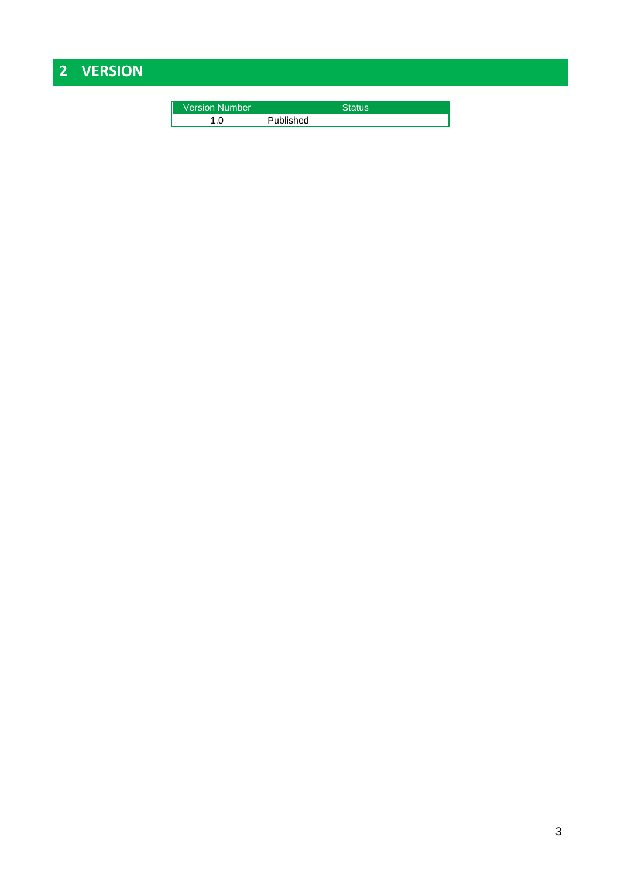# 2 VERSION

| Version Number | Status |
|---|---|
| 1.0 | Published |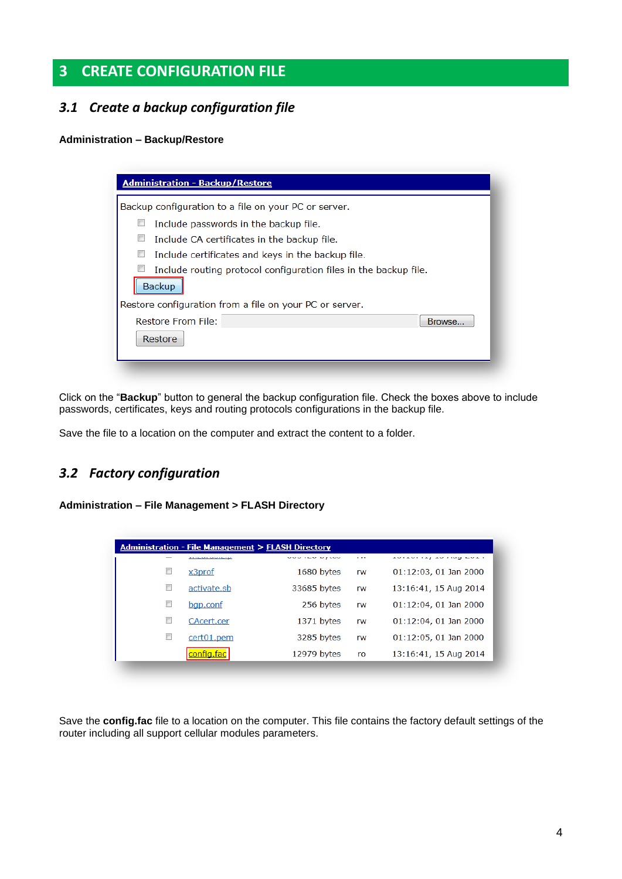## 3 CREATE CONFIGURATION FILE

### 3.1 Create a backup configuration file

**Administration – Backup/Restore**

**Administration - Backup/Restore**

Backup configuration to a file on your PC or server.

- [ ] Include passwords in the backup file.
- [ ] Include CA certificates in the backup file.
- [ ] Include certificates and keys in the backup file.
- [ ] Include routing protocol configuration files in the backup file.

[Backup]

Restore configuration from a file on your PC or server.

Restore From File: [ ] [Browse...]

[Restore]

Click on the "**Backup**" button to general the backup configuration file. Check the boxes above to include passwords, certificates, keys and routing protocols configurations in the backup file.

Save the file to a location on the computer and extract the content to a folder.

### 3.2 Factory configuration

**Administration – File Management > FLASH Directory**

**Administration - File Management > FLASH Directory**

| | File | Size | Access | Date |
|---|---|---|---|---|
| ☐ | x3prof | 1680 bytes | rw | 01:12:03, 01 Jan 2000 |
| ☐ | activate.sb | 33685 bytes | rw | 13:16:41, 15 Aug 2014 |
| ☐ | bgp.conf | 256 bytes | rw | 01:12:04, 01 Jan 2000 |
| ☐ | CAcert.cer | 1371 bytes | rw | 01:12:04, 01 Jan 2000 |
| ☐ | cert01.pem | 3285 bytes | rw | 01:12:05, 01 Jan 2000 |
| | config.fac | 12979 bytes | ro | 13:16:41, 15 Aug 2014 |

Save the **config.fac** file to a location on the computer. This file contains the factory default settings of the router including all support cellular modules parameters.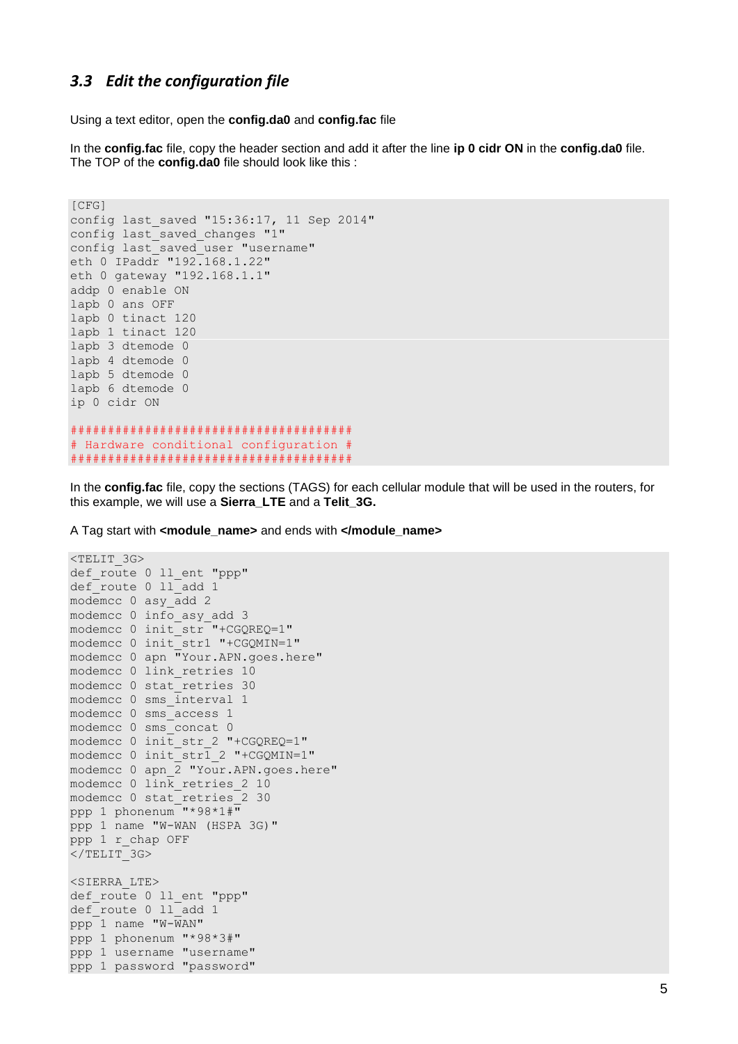### *3.3 Edit the configuration file*

Using a text editor, open the **config.da0** and **config.fac** file

In the **config.fac** file, copy the header section and add it after the line **ip 0 cidr ON** in the **config.da0** file. The TOP of the **config.da0** file should look like this :

```
[CFG]
config last_saved "15:36:17, 11 Sep 2014"
config last_saved_changes "1"
config last_saved_user "username"
eth 0 IPaddr "192.168.1.22"
eth 0 gateway "192.168.1.1"
addp 0 enable ON
lapb 0 ans OFF
lapb 0 tinact 120
lapb 1 tinact 120
lapb 3 dtemode 0
lapb 4 dtemode 0
lapb 5 dtemode 0
lapb 6 dtemode 0
ip 0 cidr ON

######################################
# Hardware conditional configuration #
######################################
```

In the **config.fac** file, copy the sections (TAGS) for each cellular module that will be used in the routers, for this example, we will use a **Sierra_LTE** and a **Telit_3G.**

A Tag start with **<module_name>** and ends with **</module_name>**

```
<TELIT_3G>
def_route 0 ll_ent "ppp"
def_route 0 ll_add 1
modemcc 0 asy_add 2
modemcc 0 info_asy_add 3
modemcc 0 init_str "+CGQREQ=1"
modemcc 0 init_str1 "+CGQMIN=1"
modemcc 0 apn "Your.APN.goes.here"
modemcc 0 link_retries 10
modemcc 0 stat_retries 30
modemcc 0 sms_interval 1
modemcc 0 sms_access 1
modemcc 0 sms_concat 0
modemcc 0 init_str_2 "+CGQREQ=1"
modemcc 0 init_str1_2 "+CGQMIN=1"
modemcc 0 apn_2 "Your.APN.goes.here"
modemcc 0 link_retries_2 10
modemcc 0 stat_retries_2 30
ppp 1 phonenum "*98*1#"
ppp 1 name "W-WAN (HSPA 3G)"
ppp 1 r_chap OFF
</TELIT_3G>

<SIERRA_LTE>
def_route 0 ll_ent "ppp"
def_route 0 ll_add 1
ppp 1 name "W-WAN"
ppp 1 phonenum "*98*3#"
ppp 1 username "username"
ppp 1 password "password"
```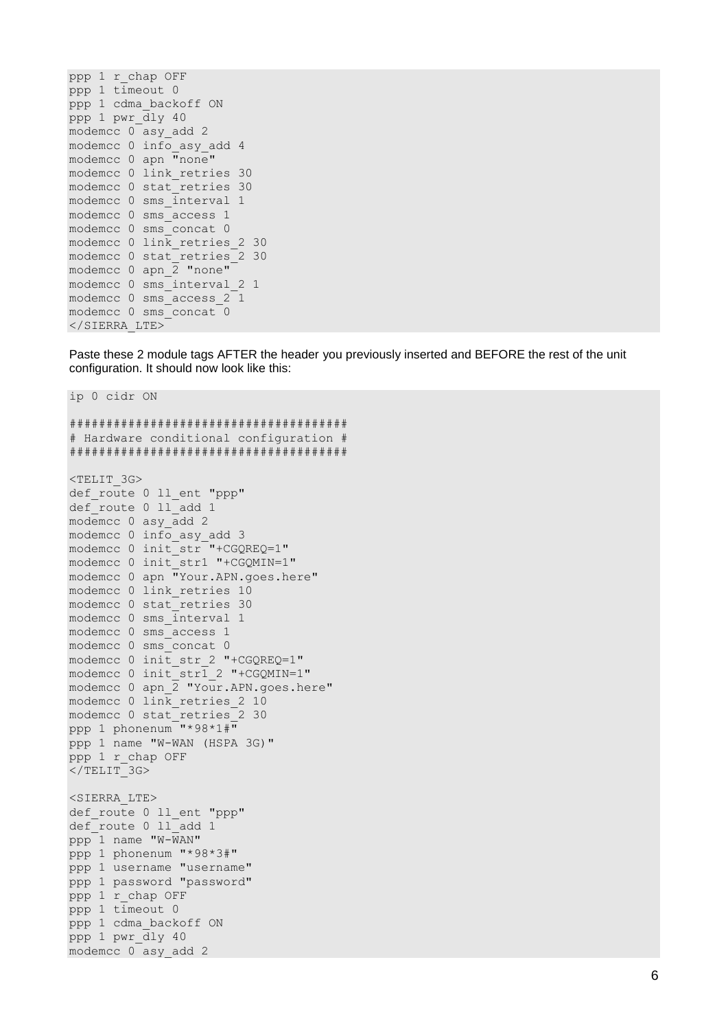```
ppp 1 r_chap OFF
ppp 1 timeout 0
ppp 1 cdma_backoff ON
ppp 1 pwr_dly 40
modemcc 0 asy_add 2
modemcc 0 info_asy_add 4
modemcc 0 apn "none"
modemcc 0 link_retries 30
modemcc 0 stat_retries 30
modemcc 0 sms_interval 1
modemcc 0 sms_access 1
modemcc 0 sms_concat 0
modemcc 0 link_retries_2 30
modemcc 0 stat_retries_2 30
modemcc 0 apn_2 "none"
modemcc 0 sms_interval_2 1
modemcc 0 sms_access_2 1
modemcc 0 sms_concat 0
</SIERRA_LTE>
```

Paste these 2 module tags AFTER the header you previously inserted and BEFORE the rest of the unit configuration. It should now look like this:

```
ip 0 cidr ON

######################################
# Hardware conditional configuration #
######################################

<TELIT_3G>
def_route 0 ll_ent "ppp"
def_route 0 ll_add 1
modemcc 0 asy_add 2
modemcc 0 info_asy_add 3
modemcc 0 init_str "+CGQREQ=1"
modemcc 0 init_str1 "+CGQMIN=1"
modemcc 0 apn "Your.APN.goes.here"
modemcc 0 link_retries 10
modemcc 0 stat_retries 30
modemcc 0 sms_interval 1
modemcc 0 sms_access 1
modemcc 0 sms_concat 0
modemcc 0 init_str_2 "+CGQREQ=1"
modemcc 0 init_str1_2 "+CGQMIN=1"
modemcc 0 apn_2 "Your.APN.goes.here"
modemcc 0 link_retries_2 10
modemcc 0 stat_retries_2 30
ppp 1 phonenum "*98*1#"
ppp 1 name "W-WAN (HSPA 3G)"
ppp 1 r_chap OFF
</TELIT_3G>

<SIERRA_LTE>
def_route 0 ll_ent "ppp"
def_route 0 ll_add 1
ppp 1 name "W-WAN"
ppp 1 phonenum "*98*3#"
ppp 1 username "username"
ppp 1 password "password"
ppp 1 r_chap OFF
ppp 1 timeout 0
ppp 1 cdma_backoff ON
ppp 1 pwr_dly 40
modemcc 0 asy_add 2
```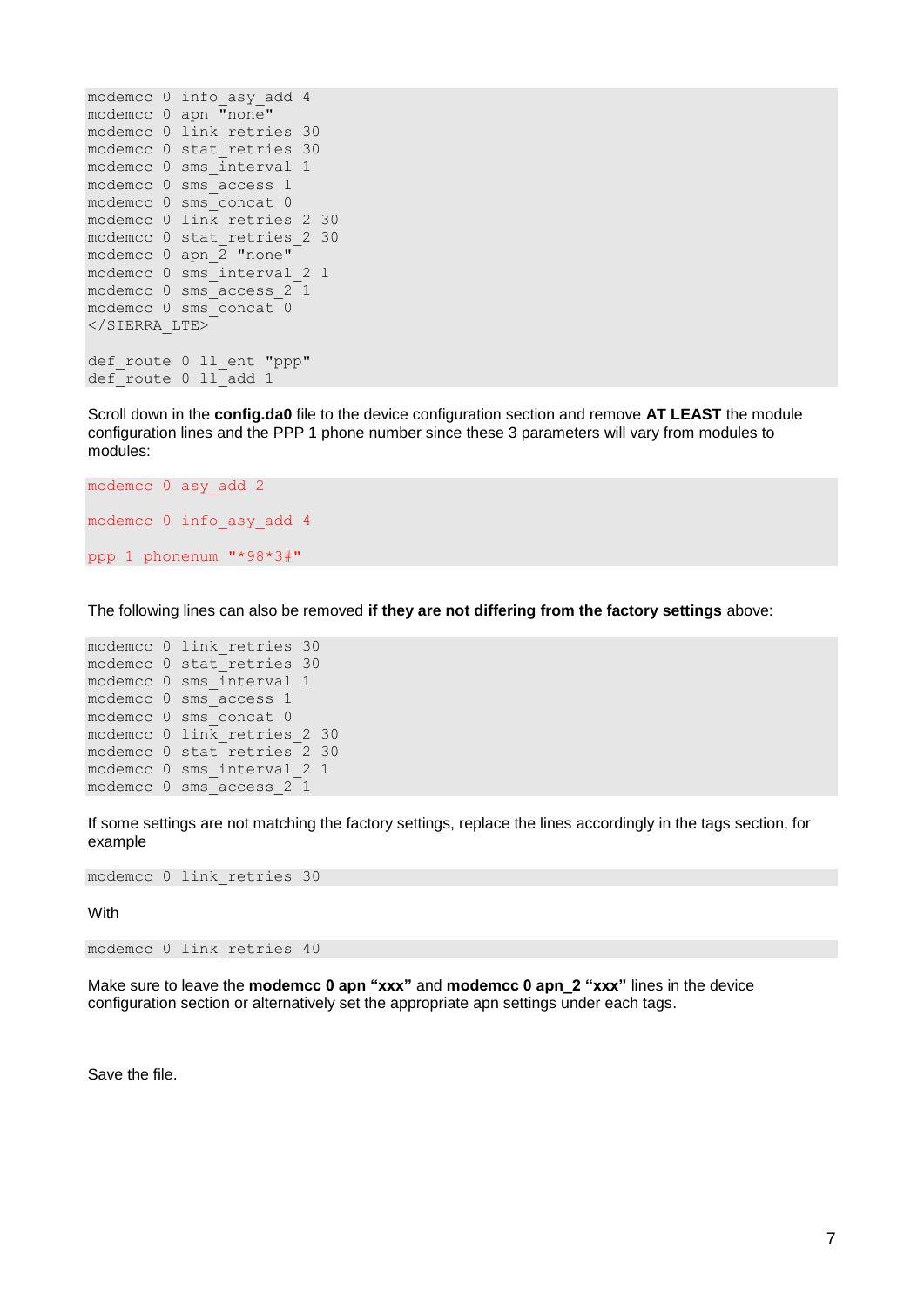```
modemcc 0 info_asy_add 4
modemcc 0 apn "none"
modemcc 0 link_retries 30
modemcc 0 stat_retries 30
modemcc 0 sms_interval 1
modemcc 0 sms_access 1
modemcc 0 sms_concat 0
modemcc 0 link_retries_2 30
modemcc 0 stat_retries_2 30
modemcc 0 apn_2 "none"
modemcc 0 sms_interval_2 1
modemcc 0 sms_access_2 1
modemcc 0 sms_concat 0
</SIERRA_LTE>

def_route 0 ll_ent "ppp"
def_route 0 ll_add 1
```

Scroll down in the **config.da0** file to the device configuration section and remove **AT LEAST** the module configuration lines and the PPP 1 phone number since these 3 parameters will vary from modules to modules:

```
modemcc 0 asy_add 2

modemcc 0 info_asy_add 4

ppp 1 phonenum "*98*3#"
```

The following lines can also be removed **if they are not differing from the factory settings** above:

```
modemcc 0 link_retries 30
modemcc 0 stat_retries 30
modemcc 0 sms_interval 1
modemcc 0 sms_access 1
modemcc 0 sms_concat 0
modemcc 0 link_retries_2 30
modemcc 0 stat_retries_2 30
modemcc 0 sms_interval_2 1
modemcc 0 sms_access_2 1
```

If some settings are not matching the factory settings, replace the lines accordingly in the tags section, for example

```
modemcc 0 link_retries 30
```

With

```
modemcc 0 link_retries 40
```

Make sure to leave the **modemcc 0 apn "xxx"** and **modemcc 0 apn_2 "xxx"** lines in the device configuration section or alternatively set the appropriate apn settings under each tags.

Save the file.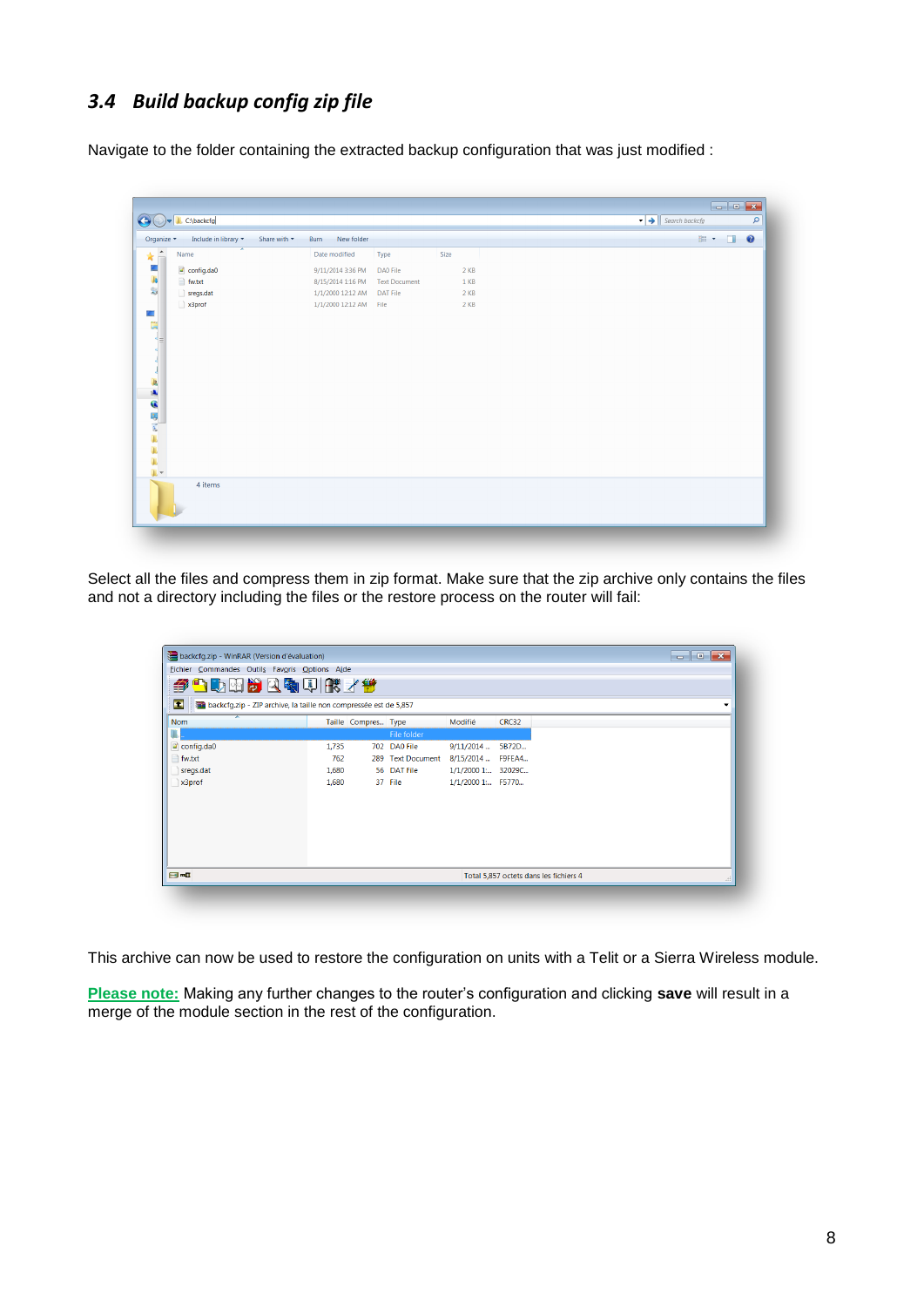### 3.4 Build backup config zip file

Navigate to the folder containing the extracted backup configuration that was just modified :

Select all the files and compress them in zip format. Make sure that the zip archive only contains the files and not a directory including the files or the restore process on the router will fail:

This archive can now be used to restore the configuration on units with a Telit or a Sierra Wireless module.

Please note: Making any further changes to the router's configuration and clicking **save** will result in a merge of the module section in the rest of the configuration.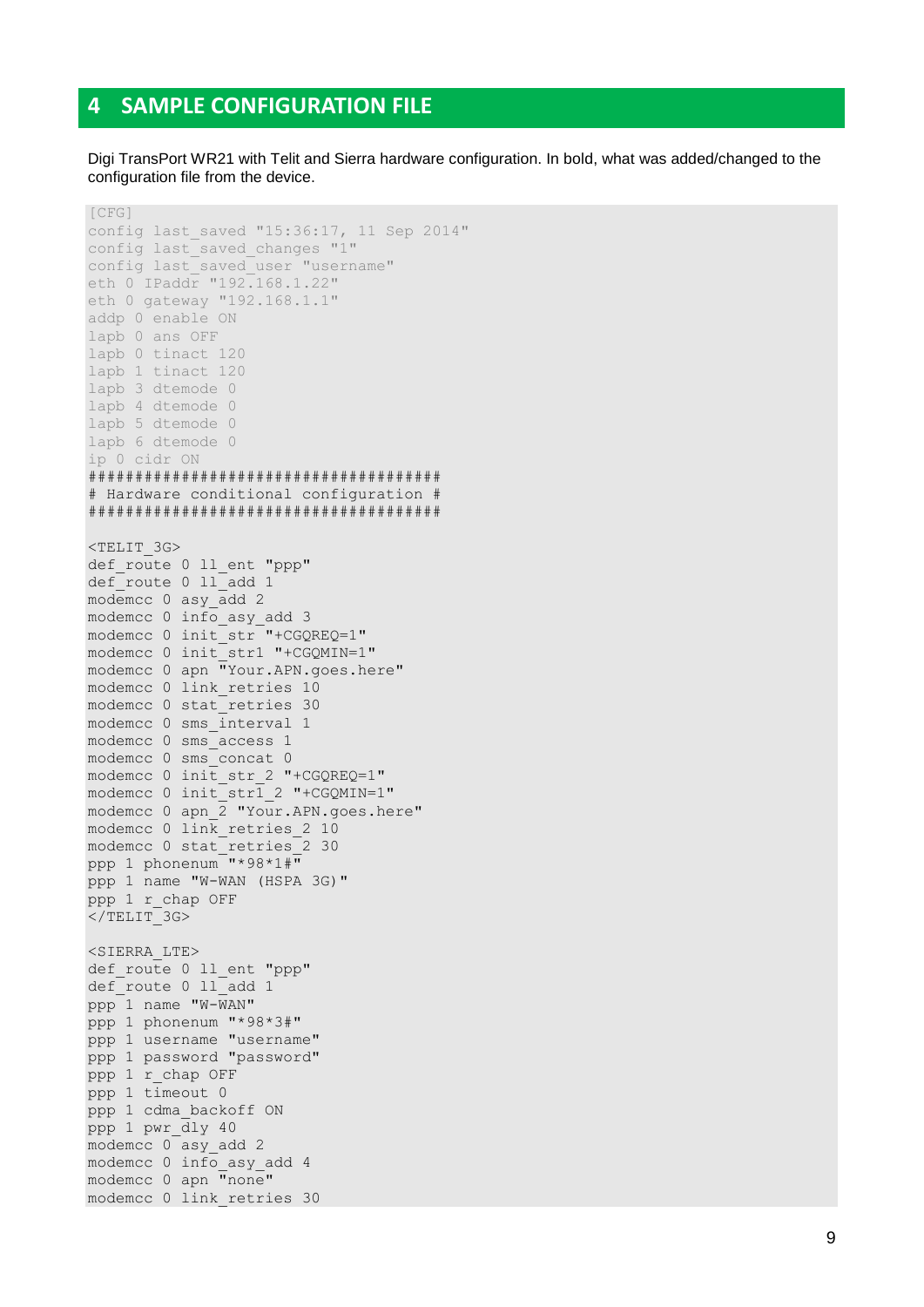# 4 SAMPLE CONFIGURATION FILE

Digi TransPort WR21 with Telit and Sierra hardware configuration. In bold, what was added/changed to the configuration file from the device.

```
[CFG]
config last_saved "15:36:17, 11 Sep 2014"
config last_saved_changes "1"
config last_saved_user "username"
eth 0 IPaddr "192.168.1.22"
eth 0 gateway "192.168.1.1"
addp 0 enable ON
lapb 0 ans OFF
lapb 0 tinact 120
lapb 1 tinact 120
lapb 3 dtemode 0
lapb 4 dtemode 0
lapb 5 dtemode 0
lapb 6 dtemode 0
ip 0 cidr ON
######################################
# Hardware conditional configuration #
######################################

<TELIT_3G>
def_route 0 ll_ent "ppp"
def_route 0 ll_add 1
modemcc 0 asy_add 2
modemcc 0 info_asy_add 3
modemcc 0 init_str "+CGQREQ=1"
modemcc 0 init_str1 "+CGQMIN=1"
modemcc 0 apn "Your.APN.goes.here"
modemcc 0 link_retries 10
modemcc 0 stat_retries 30
modemcc 0 sms_interval 1
modemcc 0 sms_access 1
modemcc 0 sms_concat 0
modemcc 0 init_str_2 "+CGQREQ=1"
modemcc 0 init_str1_2 "+CGQMIN=1"
modemcc 0 apn_2 "Your.APN.goes.here"
modemcc 0 link_retries_2 10
modemcc 0 stat_retries_2 30
ppp 1 phonenum "*98*1#"
ppp 1 name "W-WAN (HSPA 3G)"
ppp 1 r_chap OFF
</TELIT_3G>

<SIERRA_LTE>
def_route 0 ll_ent "ppp"
def_route 0 ll_add 1
ppp 1 name "W-WAN"
ppp 1 phonenum "*98*3#"
ppp 1 username "username"
ppp 1 password "password"
ppp 1 r_chap OFF
ppp 1 timeout 0
ppp 1 cdma_backoff ON
ppp 1 pwr_dly 40
modemcc 0 asy_add 2
modemcc 0 info_asy_add 4
modemcc 0 apn "none"
modemcc 0 link_retries 30
```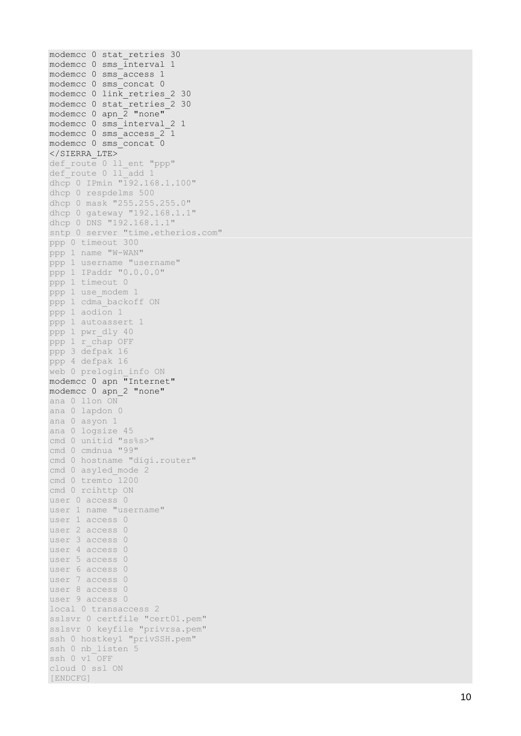```
modemcc 0 stat_retries 30
modemcc 0 sms_interval 1
modemcc 0 sms_access 1
modemcc 0 sms_concat 0
modemcc 0 link_retries_2 30
modemcc 0 stat_retries_2 30
modemcc 0 apn_2 "none"
modemcc 0 sms_interval_2 1
modemcc 0 sms_access_2 1
modemcc 0 sms_concat 0
</SIERRA_LTE>
def_route 0 ll_ent "ppp"
def_route 0 ll_add 1
dhcp 0 IPmin "192.168.1.100"
dhcp 0 respdelms 500
dhcp 0 mask "255.255.255.0"
dhcp 0 gateway "192.168.1.1"
dhcp 0 DNS "192.168.1.1"
sntp 0 server "time.etherios.com"
ppp 0 timeout 300
ppp 1 name "W-WAN"
ppp 1 username "username"
ppp 1 IPaddr "0.0.0.0"
ppp 1 timeout 0
ppp 1 use_modem 1
ppp 1 cdma_backoff ON
ppp 1 aodion 1
ppp 1 autoassert 1
ppp 1 pwr_dly 40
ppp 1 r_chap OFF
ppp 3 defpak 16
ppp 4 defpak 16
web 0 prelogin_info ON
modemcc 0 apn "Internet"
modemcc 0 apn_2 "none"
ana 0 l1on ON
ana 0 lapdon 0
ana 0 asyon 1
ana 0 logsize 45
cmd 0 unitid "ss%s>"
cmd 0 cmdnua "99"
cmd 0 hostname "digi.router"
cmd 0 asyled_mode 2
cmd 0 tremto 1200
cmd 0 rcihttp ON
user 0 access 0
user 1 name "username"
user 1 access 0
user 2 access 0
user 3 access 0
user 4 access 0
user 5 access 0
user 6 access 0
user 7 access 0
user 8 access 0
user 9 access 0
local 0 transaccess 2
sslsvr 0 certfile "cert01.pem"
sslsvr 0 keyfile "privrsa.pem"
ssh 0 hostkey1 "privSSH.pem"
ssh 0 nb_listen 5
ssh 0 v1 OFF
cloud 0 ssl ON
[ENDCFG]
```